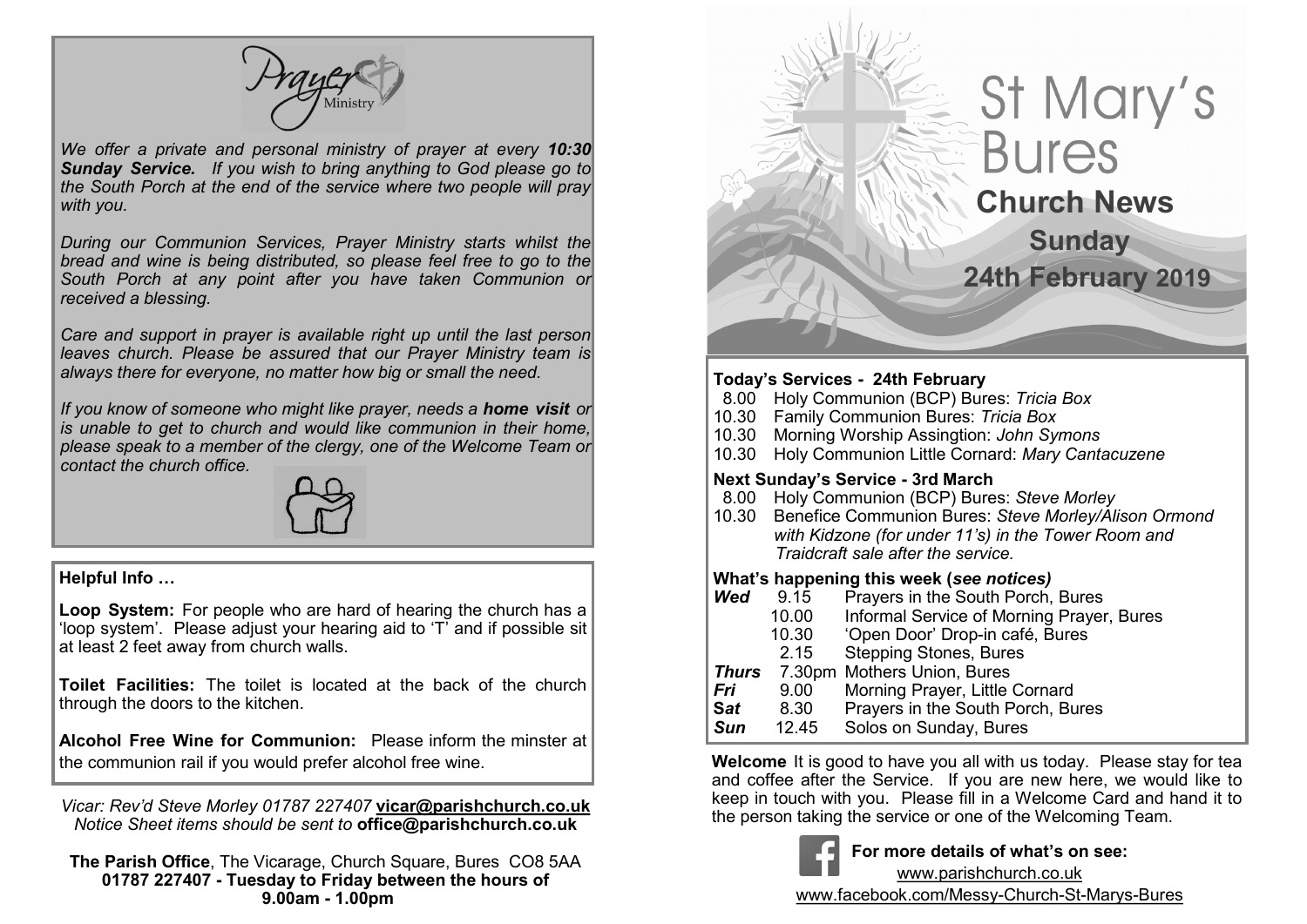# Prayer Ministry

*We offer a private and personal ministry of prayer at every **10:30 Sunday Service.** If you wish to bring anything to God please go to the South Porch at the end of the service where two people will pray with you.*

*During our Communion Services, Prayer Ministry starts whilst the bread and wine is being distributed, so please feel free to go to the South Porch at any point after you have taken Communion or received a blessing.*

*Care and support in prayer is available right up until the last person leaves church. Please be assured that our Prayer Ministry team is always there for everyone, no matter how big or small the need.*

*If you know of someone who might like prayer, needs a **home visit** or is unable to get to church and would like communion in their home, please speak to a member of the clergy, one of the Welcome Team or contact the church office.*

## Helpful Info …

**Loop System:** For people who are hard of hearing the church has a 'loop system'. Please adjust your hearing aid to 'T' and if possible sit at least 2 feet away from church walls.

**Toilet Facilities:** The toilet is located at the back of the church through the doors to the kitchen.

**Alcohol Free Wine for Communion:** Please inform the minster at the communion rail if you would prefer alcohol free wine.

*Vicar: Rev'd Steve Morley 01787 227407* **vicar@parishchurch.co.uk**
*Notice Sheet items should be sent to* **office@parishchurch.co.uk**

**The Parish Office**, The Vicarage, Church Square, Bures CO8 5AA
**01787 227407 - Tuesday to Friday between the hours of 9.00am - 1.00pm**

# St Mary's Bures

## Church News

## Sunday 24th February 2019

**Today's Services - 24th February**

- 8.00 Holy Communion (BCP) Bures: *Tricia Box*
- 10.30 Family Communion Bures: *Tricia Box*
- 10.30 Morning Worship Assingtion: *John Symons*
- 10.30 Holy Communion Little Cornard: *Mary Cantacuzene*

**Next Sunday's Service - 3rd March**

- 8.00 Holy Communion (BCP) Bures: *Steve Morley*
- 10.30 Benefice Communion Bures: *Steve Morley/Alison Ormond with Kidzone (for under 11's) in the Tower Room and Traidcraft sale after the service.*

**What's happening this week (*see notices)***

| | | |
|---|---|---|
| ***Wed*** | 9.15 | Prayers in the South Porch, Bures |
| | 10.00 | Informal Service of Morning Prayer, Bures |
| | 10.30 | 'Open Door' Drop-in café, Bures |
| | 2.15 | Stepping Stones, Bures |
| ***Thurs*** | 7.30pm | Mothers Union, Bures |
| ***Fri*** | 9.00 | Morning Prayer, Little Cornard |
| ***Sat*** | 8.30 | Prayers in the South Porch, Bures |
| ***Sun*** | 12.45 | Solos on Sunday, Bures |

**Welcome** It is good to have you all with us today. Please stay for tea and coffee after the Service. If you are new here, we would like to keep in touch with you. Please fill in a Welcome Card and hand it to the person taking the service or one of the Welcoming Team.

**For more details of what's on see:**
www.parishchurch.co.uk
www.facebook.com/Messy-Church-St-Marys-Bures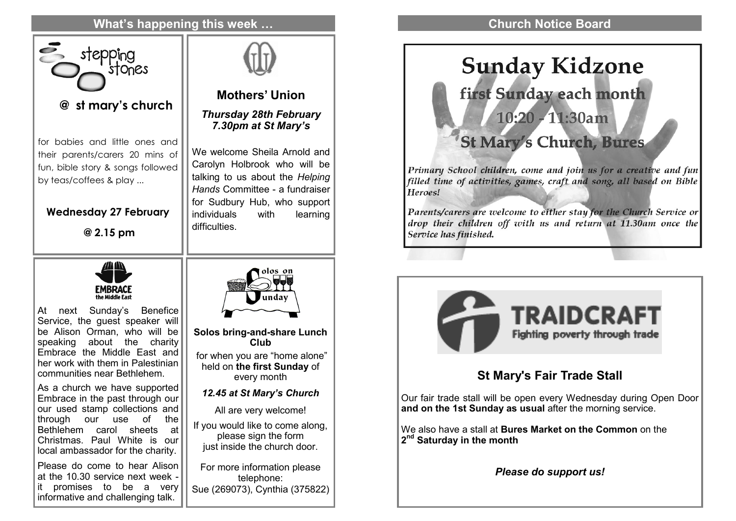## What's happening this week …

### stepping stones

**@ st mary's church**

for babies and little ones and their parents/carers 20 mins of fun, bible story & songs followed by teas/coffees & play ...

**Wednesday 27 February**

**@ 2.15 pm**

### Mothers' Union

***Thursday 28th February 7.30pm at St Mary's***

We welcome Sheila Arnold and Carolyn Holbrook who will be talking to us about the *Helping Hands* Committee - a fundraiser for Sudbury Hub, who support individuals with learning difficulties.

### EMBRACE the Middle East

At next Sunday's Benefice Service, the guest speaker will be Alison Orman, who will be speaking about the charity Embrace the Middle East and her work with them in Palestinian communities near Bethlehem.

As a church we have supported Embrace in the past through our our used stamp collections and through our use of the Bethlehem carol sheets at Christmas. Paul White is our local ambassador for the charity.

Please do come to hear Alison at the 10.30 service next week - it promises to be a very informative and challenging talk.

### Solos on Sunday

**Solos bring-and-share Lunch Club**

for when you are "home alone" held on **the first Sunday** of every month

***12.45 at St Mary's Church***

All are very welcome!

If you would like to come along, please sign the form just inside the church door.

For more information please telephone:
Sue (269073), Cynthia (375822)

## Church Notice Board

# Sunday Kidzone

## first Sunday each month

## 10:20 - 11:30am

## St Mary's Church, Bures

*Primary School children, come and join us for a creative and fun filled time of activities, games, craft and song, all based on Bible Heroes!*

*Parents/carers are welcome to either stay for the Church Service or drop their children off with us and return at 11.30am once the Service has finished.*

### TRAIDCRAFT
Fighting poverty through trade

### St Mary's Fair Trade Stall

Our fair trade stall will be open every Wednesday during Open Door **and on the 1st Sunday as usual** after the morning service.

We also have a stall at **Bures Market on the Common** on the **2nd Saturday in the month**

***Please do support us!***